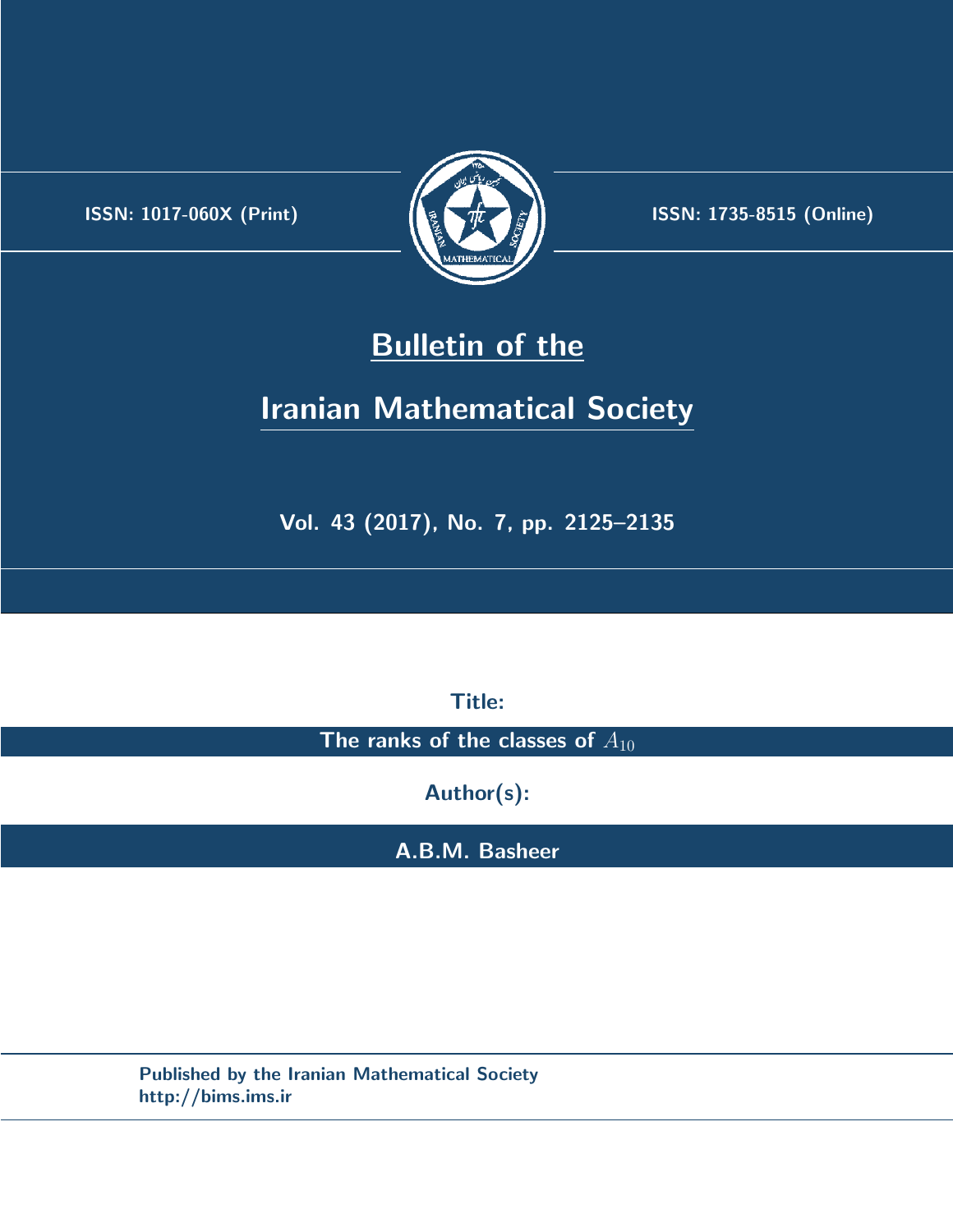ISSN: 1017-060X (Print)

ISSN: 1735-8515 (Online)

# Bulletin of the

# Iranian Mathematical Society

Vol. 43 (2017), No. 7, pp. 2125–2135

**Title:**

**The ranks of the classes of $A_{10}$**

**Author(s):**

**A.B.M. Basheer**

Published by the Iranian Mathematical Society
http://bims.ims.ir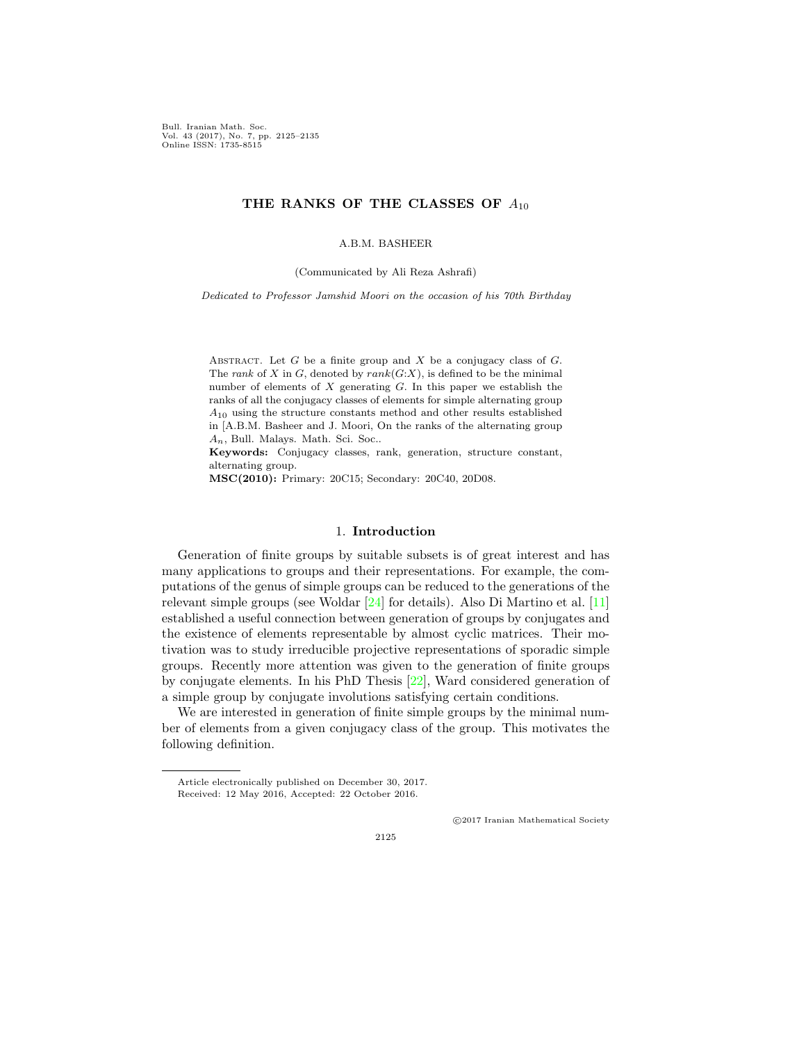Bull. Iranian Math. Soc.
Vol. 43 (2017), No. 7, pp. 2125–2135
Online ISSN: 1735-8515

# THE RANKS OF THE CLASSES OF $A_{10}$

A.B.M. BASHEER

(Communicated by Ali Reza Ashrafi)

*Dedicated to Professor Jamshid Moori on the occasion of his 70th Birthday*

Abstract. Let $G$ be a finite group and $X$ be a conjugacy class of $G$. The *rank* of $X$ in $G$, denoted by $rank(G{:}X)$, is defined to be the minimal number of elements of $X$ generating $G$. In this paper we establish the ranks of all the conjugacy classes of elements for simple alternating group $A_{10}$ using the structure constants method and other results established in [A.B.M. Basheer and J. Moori, On the ranks of the alternating group $A_n$, Bull. Malays. Math. Sci. Soc..

**Keywords:** Conjugacy classes, rank, generation, structure constant, alternating group.

**MSC(2010):** Primary: 20C15; Secondary: 20C40, 20D08.

## 1. Introduction

Generation of finite groups by suitable subsets is of great interest and has many applications to groups and their representations. For example, the computations of the genus of simple groups can be reduced to the generations of the relevant simple groups (see Woldar [24] for details). Also Di Martino et al. [11] established a useful connection between generation of groups by conjugates and the existence of elements representable by almost cyclic matrices. Their motivation was to study irreducible projective representations of sporadic simple groups. Recently more attention was given to the generation of finite groups by conjugate elements. In his PhD Thesis [22], Ward considered generation of a simple group by conjugate involutions satisfying certain conditions.

We are interested in generation of finite simple groups by the minimal number of elements from a given conjugacy class of the group. This motivates the following definition.

Article electronically published on December 30, 2017.
Received: 12 May 2016, Accepted: 22 October 2016.

©2017 Iranian Mathematical Society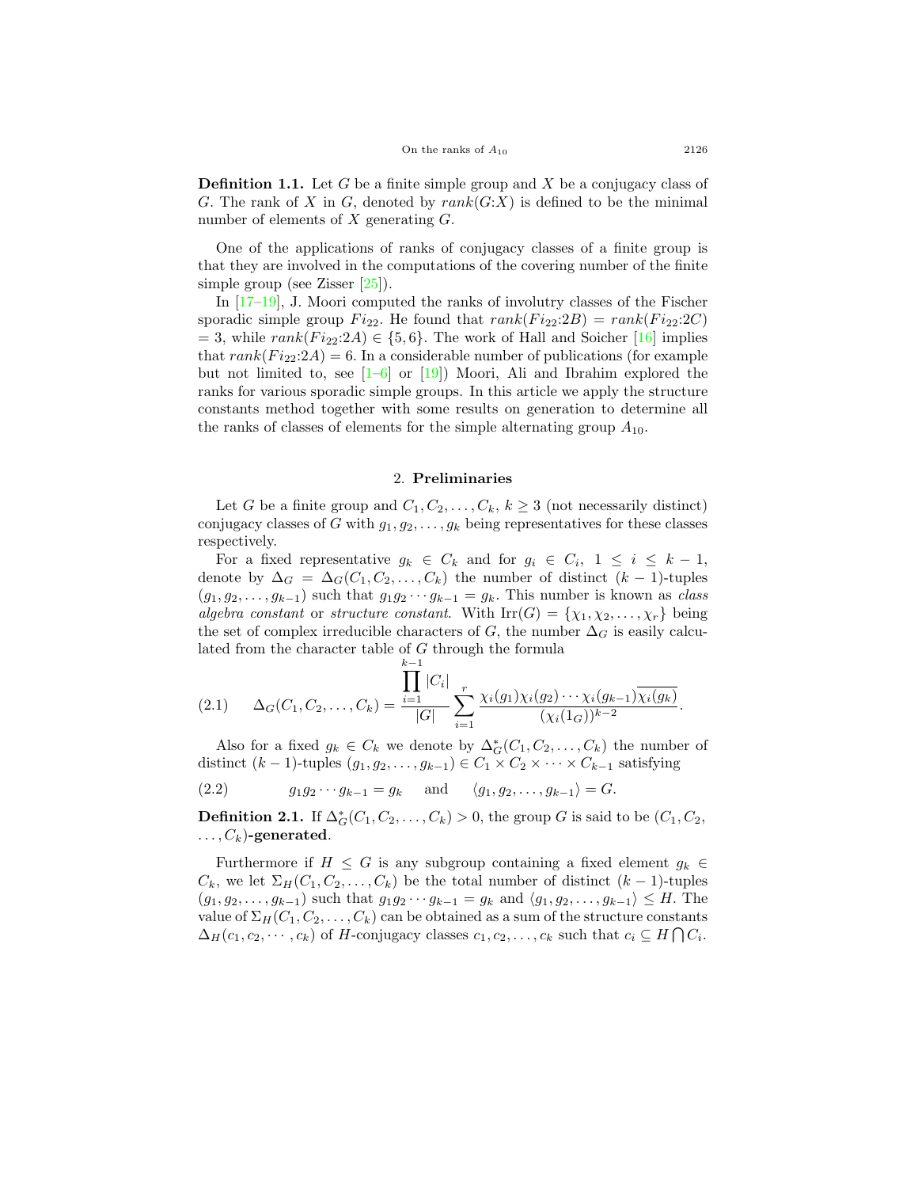**Definition 1.1.** Let $G$ be a finite simple group and $X$ be a conjugacy class of $G$. The rank of $X$ in $G$, denoted by $rank(G{:}X)$ is defined to be the minimal number of elements of $X$ generating $G$.

One of the applications of ranks of conjugacy classes of a finite group is that they are involved in the computations of the covering number of the finite simple group (see Zisser [25]).

In [17–19], J. Moori computed the ranks of involutry classes of the Fischer sporadic simple group $Fi_{22}$. He found that $rank(Fi_{22}{:}2B) = rank(Fi_{22}{:}2C) = 3$, while $rank(Fi_{22}{:}2A) \in \{5, 6\}$. The work of Hall and Soicher [16] implies that $rank(Fi_{22}{:}2A) = 6$. In a considerable number of publications (for example but not limited to, see [1–6] or [19]) Moori, Ali and Ibrahim explored the ranks for various sporadic simple groups. In this article we apply the structure constants method together with some results on generation to determine all the ranks of classes of elements for the simple alternating group $A_{10}$.

## 2. Preliminaries

Let $G$ be a finite group and $C_1, C_2, \ldots, C_k$, $k \geq 3$ (not necessarily distinct) conjugacy classes of $G$ with $g_1, g_2, \ldots, g_k$ being representatives for these classes respectively.

For a fixed representative $g_k \in C_k$ and for $g_i \in C_i$, $1 \leq i \leq k-1$, denote by $\Delta_G = \Delta_G(C_1, C_2, \ldots, C_k)$ the number of distinct $(k-1)$-tuples $(g_1, g_2, \ldots, g_{k-1})$ such that $g_1 g_2 \cdots g_{k-1} = g_k$. This number is known as *class algebra constant* or *structure constant*. With $\mathrm{Irr}(G) = \{\chi_1, \chi_2, \ldots, \chi_r\}$ being the set of complex irreducible characters of $G$, the number $\Delta_G$ is easily calculated from the character table of $G$ through the formula

$$\Delta_G(C_1, C_2, \ldots, C_k) = \frac{\prod_{i=1}^{k-1} |C_i|}{|G|} \sum_{i=1}^{r} \frac{\chi_i(g_1)\chi_i(g_2)\cdots\chi_i(g_{k-1})\overline{\chi_i(g_k)}}{(\chi_i(1_G))^{k-2}}. \tag{2.1}$$

Also for a fixed $g_k \in C_k$ we denote by $\Delta_G^*(C_1, C_2, \ldots, C_k)$ the number of distinct $(k-1)$-tuples $(g_1, g_2, \ldots, g_{k-1}) \in C_1 \times C_2 \times \cdots \times C_{k-1}$ satisfying

$$g_1 g_2 \cdots g_{k-1} = g_k \quad \text{and} \quad \langle g_1, g_2, \ldots, g_{k-1} \rangle = G. \tag{2.2}$$

**Definition 2.1.** If $\Delta_G^*(C_1, C_2, \ldots, C_k) > 0$, the group $G$ is said to be $(C_1, C_2, \ldots, C_k)$**-generated**.

Furthermore if $H \leq G$ is any subgroup containing a fixed element $g_k \in C_k$, we let $\Sigma_H(C_1, C_2, \ldots, C_k)$ be the total number of distinct $(k-1)$-tuples $(g_1, g_2, \ldots, g_{k-1})$ such that $g_1 g_2 \cdots g_{k-1} = g_k$ and $\langle g_1, g_2, \ldots, g_{k-1} \rangle \leq H$. The value of $\Sigma_H(C_1, C_2, \ldots, C_k)$ can be obtained as a sum of the structure constants $\Delta_H(c_1, c_2, \cdots, c_k)$ of $H$-conjugacy classes $c_1, c_2, \ldots, c_k$ such that $c_i \subseteq H \bigcap C_i$.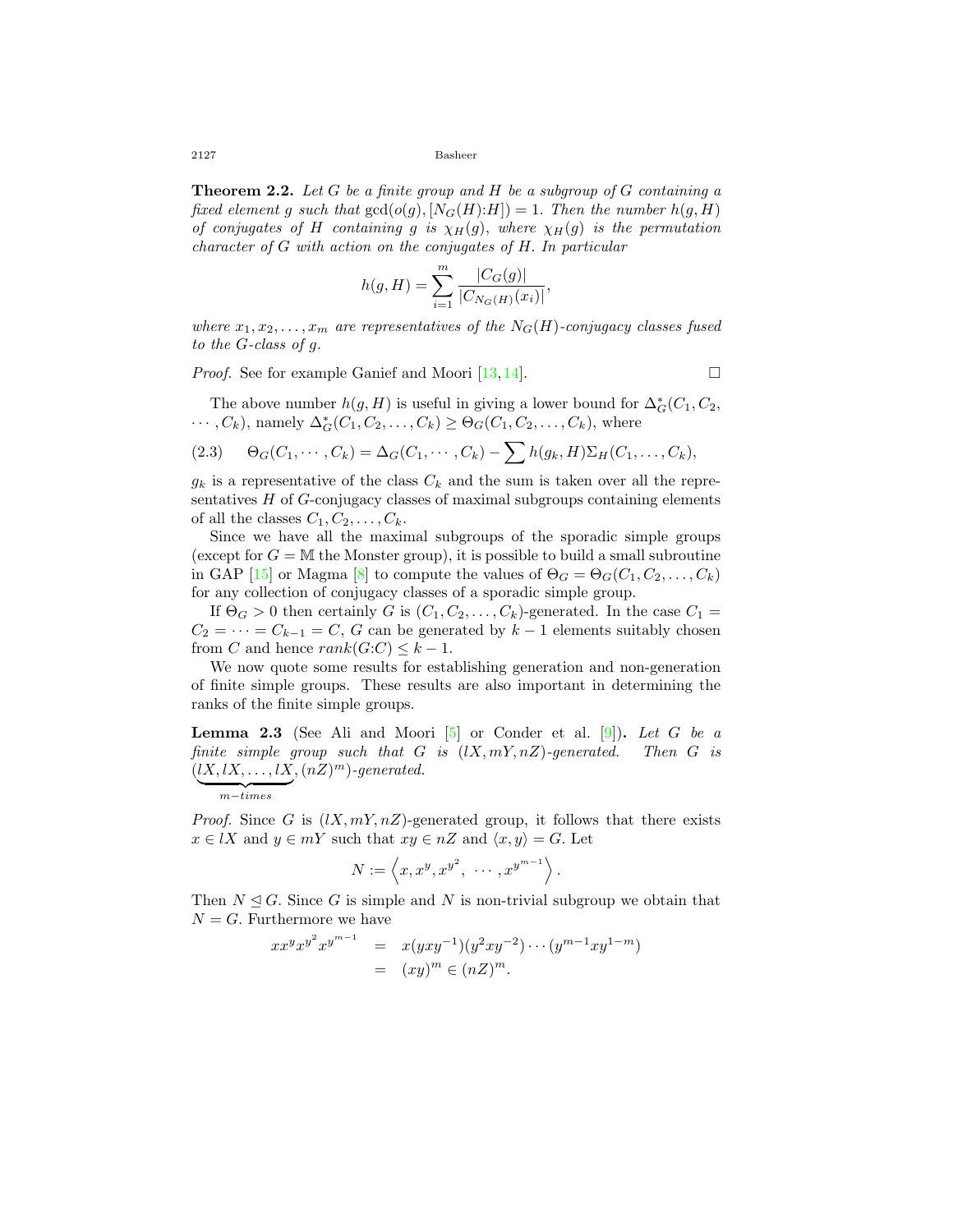**Theorem 2.2.** *Let $G$ be a finite group and $H$ be a subgroup of $G$ containing a fixed element $g$ such that $\gcd(o(g), [N_G(H){:}H]) = 1$. Then the number $h(g, H)$ of conjugates of $H$ containing $g$ is $\chi_H(g)$, where $\chi_H(g)$ is the permutation character of $G$ with action on the conjugates of $H$. In particular*

$$h(g, H) = \sum_{i=1}^{m} \frac{|C_G(g)|}{|C_{N_G(H)}(x_i)|},$$

*where $x_1, x_2, \ldots, x_m$ are representatives of the $N_G(H)$-conjugacy classes fused to the $G$-class of $g$.*

*Proof.* See for example Ganief and Moori [13, 14]. □

The above number $h(g, H)$ is useful in giving a lower bound for $\Delta^*_G(C_1, C_2, \cdots, C_k)$, namely $\Delta^*_G(C_1, C_2, \ldots, C_k) \geq \Theta_G(C_1, C_2, \ldots, C_k)$, where

$$\Theta_G(C_1, \cdots, C_k) = \Delta_G(C_1, \cdots, C_k) - \sum h(g_k, H)\Sigma_H(C_1, \ldots, C_k), \tag{2.3}$$

$g_k$ is a representative of the class $C_k$ and the sum is taken over all the representatives $H$ of $G$-conjugacy classes of maximal subgroups containing elements of all the classes $C_1, C_2, \ldots, C_k$.

Since we have all the maximal subgroups of the sporadic simple groups (except for $G = \mathbb{M}$ the Monster group), it is possible to build a small subroutine in GAP [15] or Magma [8] to compute the values of $\Theta_G = \Theta_G(C_1, C_2, \ldots, C_k)$ for any collection of conjugacy classes of a sporadic simple group.

If $\Theta_G > 0$ then certainly $G$ is $(C_1, C_2, \ldots, C_k)$-generated. In the case $C_1 = C_2 = \cdots = C_{k-1} = C$, $G$ can be generated by $k - 1$ elements suitably chosen from $C$ and hence $rank(G{:}C) \leq k - 1$.

We now quote some results for establishing generation and non-generation of finite simple groups. These results are also important in determining the ranks of the finite simple groups.

**Lemma 2.3** (See Ali and Moori [5] or Conder et al. [9])**.** *Let $G$ be a finite simple group such that $G$ is $(lX, mY, nZ)$-generated. Then $G$ is $(\underbrace{lX, lX, \ldots, lX}_{m-times}, (nZ)^m)$-generated.*

*Proof.* Since $G$ is $(lX, mY, nZ)$-generated group, it follows that there exists $x \in lX$ and $y \in mY$ such that $xy \in nZ$ and $\langle x, y\rangle = G$. Let

$$N := \left\langle x, x^y, x^{y^2}, \; \cdots, x^{y^{m-1}} \right\rangle.$$

Then $N \trianglelefteq G$. Since $G$ is simple and $N$ is non-trivial subgroup we obtain that $N = G$. Furthermore we have

$$\begin{aligned} x x^y x^{y^2} x^{y^{m-1}} &= x(yxy^{-1})(y^2xy^{-2}) \cdots (y^{m-1}xy^{1-m}) \\ &= (xy)^m \in (nZ)^m. \end{aligned}$$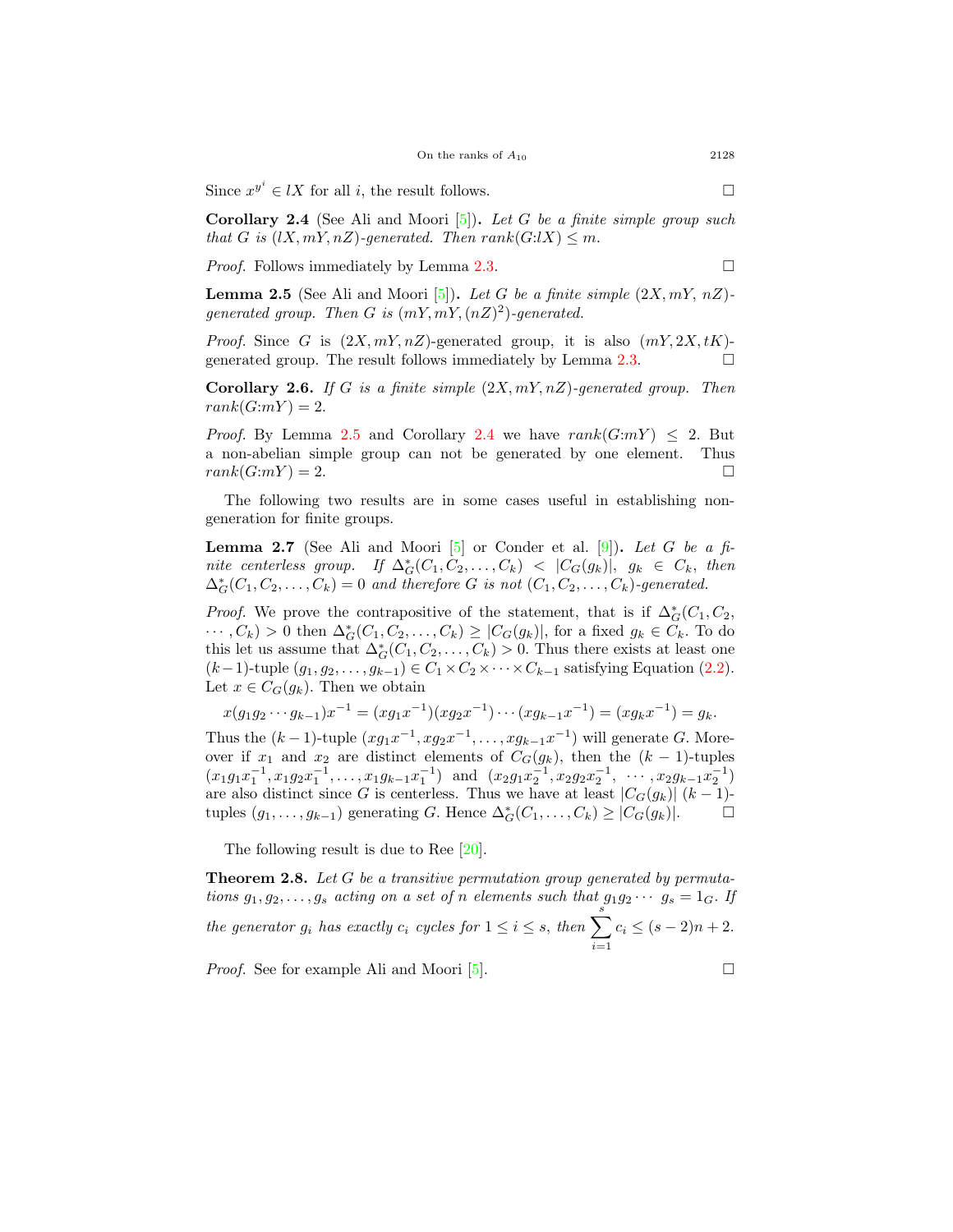Since $x^{y^i} \in lX$ for all $i$, the result follows. □

**Corollary 2.4** (See Ali and Moori [5]). *Let $G$ be a finite simple group such that $G$ is $(lX, mY, nZ)$-generated. Then $rank(G{:}lX) \leq m$.*

*Proof.* Follows immediately by Lemma 2.3. □

**Lemma 2.5** (See Ali and Moori [5]). *Let $G$ be a finite simple $(2X, mY, nZ)$-generated group. Then $G$ is $(mY, mY, (nZ)^2)$-generated.*

*Proof.* Since $G$ is $(2X, mY, nZ)$-generated group, it is also $(mY, 2X, tK)$-generated group. The result follows immediately by Lemma 2.3. □

**Corollary 2.6.** *If $G$ is a finite simple $(2X, mY, nZ)$-generated group. Then $rank(G{:}mY) = 2$.*

*Proof.* By Lemma 2.5 and Corollary 2.4 we have $rank(G{:}mY) \leq 2$. But a non-abelian simple group can not be generated by one element. Thus $rank(G{:}mY) = 2$. □

The following two results are in some cases useful in establishing non-generation for finite groups.

**Lemma 2.7** (See Ali and Moori [5] or Conder et al. [9]). *Let $G$ be a finite centerless group. If $\Delta^*_G(C_1, C_2, \ldots, C_k) < |C_G(g_k)|$, $g_k \in C_k$, then $\Delta^*_G(C_1, C_2, \ldots, C_k) = 0$ and therefore $G$ is not $(C_1, C_2, \ldots, C_k)$-generated.*

*Proof.* We prove the contrapositive of the statement, that is if $\Delta^*_G(C_1, C_2, \cdots, C_k) > 0$ then $\Delta^*_G(C_1, C_2, \ldots, C_k) \geq |C_G(g_k)|$, for a fixed $g_k \in C_k$. To do this let us assume that $\Delta^*_G(C_1, C_2, \ldots, C_k) > 0$. Thus there exists at least one $(k-1)$-tuple $(g_1, g_2, \ldots, g_{k-1}) \in C_1 \times C_2 \times \cdots \times C_{k-1}$ satisfying Equation (2.2). Let $x \in C_G(g_k)$. Then we obtain

$$x(g_1 g_2 \cdots g_{k-1})x^{-1} = (xg_1x^{-1})(xg_2x^{-1}) \cdots (xg_{k-1}x^{-1}) = (xg_kx^{-1}) = g_k.$$

Thus the $(k-1)$-tuple $(xg_1x^{-1}, xg_2x^{-1}, \ldots, xg_{k-1}x^{-1})$ will generate $G$. Moreover if $x_1$ and $x_2$ are distinct elements of $C_G(g_k)$, then the $(k-1)$-tuples $(x_1g_1x_1^{-1}, x_1g_2x_1^{-1}, \ldots, x_1g_{k-1}x_1^{-1})$ and $(x_2g_1x_2^{-1}, x_2g_2x_2^{-1}, \cdots, x_2g_{k-1}x_2^{-1})$ are also distinct since $G$ is centerless. Thus we have at least $|C_G(g_k)|$ $(k-1)$-tuples $(g_1, \ldots, g_{k-1})$ generating $G$. Hence $\Delta^*_G(C_1, \ldots, C_k) \geq |C_G(g_k)|$. □

The following result is due to Ree [20].

**Theorem 2.8.** *Let $G$ be a transitive permutation group generated by permutations $g_1, g_2, \ldots, g_s$ acting on a set of $n$ elements such that $g_1 g_2 \cdots g_s = 1_G$. If the generator $g_i$ has exactly $c_i$ cycles for $1 \leq i \leq s$, then $\sum_{i=1}^{s} c_i \leq (s-2)n + 2$.*

*Proof.* See for example Ali and Moori [5]. □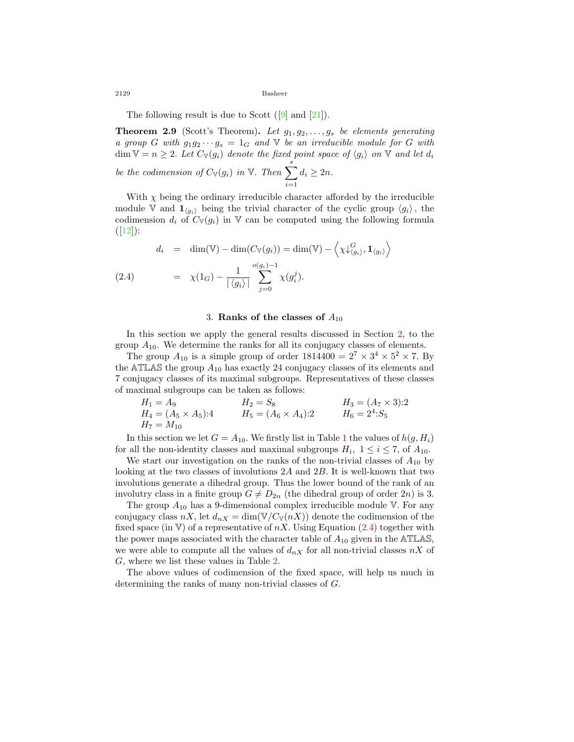The following result is due to Scott ([9] and [21]).

**Theorem 2.9** (Scott's Theorem)**.** *Let $g_1, g_2, \ldots, g_s$ be elements generating a group $G$ with $g_1 g_2 \cdots g_s = 1_G$ and $\mathbb{V}$ be an irreducible module for $G$ with $\dim \mathbb{V} = n \geq 2$. Let $C_{\mathbb{V}}(g_i)$ denote the fixed point space of $\langle g_i \rangle$ on $\mathbb{V}$ and let $d_i$ be the codimension of $C_{\mathbb{V}}(g_i)$ in $\mathbb{V}$. Then $\sum_{i=1}^{s} d_i \geq 2n$.*

With $\chi$ being the ordinary irreducible character afforded by the irreducible module $\mathbb{V}$ and $\mathbf{1}_{\langle g_i \rangle}$ being the trivial character of the cyclic group $\langle g_i \rangle$, the codimension $d_i$ of $C_{\mathbb{V}}(g_i)$ in $\mathbb{V}$ can be computed using the following formula ([12]):

$$
\begin{aligned}
d_i &= \dim(\mathbb{V}) - \dim(C_{\mathbb{V}}(g_i)) = \dim(\mathbb{V}) - \left\langle \chi\downarrow^{G}_{\langle g_i \rangle}, \mathbf{1}_{\langle g_i \rangle} \right\rangle \\
&= \chi(1_G) - \frac{1}{|\langle g_i \rangle|} \sum_{j=0}^{o(g_i)-1} \chi(g_i^j). \qquad (2.4)
\end{aligned}
$$

## 3. **Ranks of the classes of $A_{10}$**

In this section we apply the general results discussed in Section 2, to the group $A_{10}$. We determine the ranks for all its conjugacy classes of elements.

The group $A_{10}$ is a simple group of order $1814400 = 2^7 \times 3^4 \times 5^2 \times 7$. By the $\mathbb{ATLAS}$ the group $A_{10}$ has exactly 24 conjugacy classes of its elements and 7 conjugacy classes of its maximal subgroups. Representatives of these classes of maximal subgroups can be taken as follows:

$H_1 = A_9$ $\quad$ $H_2 = S_8$ $\quad$ $H_3 = (A_7 \times 3){:}2$
$H_4 = (A_5 \times A_5){:}4$ $\quad$ $H_5 = (A_6 \times A_4){:}2$ $\quad$ $H_6 = 2^4{:}S_5$
$H_7 = M_{10}$

In this section we let $G = A_{10}$. We firstly list in Table 1 the values of $h(g, H_i)$ for all the non-identity classes and maximal subgroups $H_i,\ 1 \leq i \leq 7$, of $A_{10}$.

We start our investigation on the ranks of the non-trivial classes of $A_{10}$ by looking at the two classes of involutions $2A$ and $2B$. It is well-known that two involutions generate a dihedral group. Thus the lower bound of the rank of an involutry class in a finite group $G \neq D_{2n}$ (the dihedral group of order $2n$) is 3.

The group $A_{10}$ has a 9-dimensional complex irreducible module $\mathbb{V}$. For any conjugacy class $nX$, let $d_{nX} = \dim(\mathbb{V}/C_{\mathbb{V}}(nX))$ denote the codimension of the fixed space (in $\mathbb{V}$) of a representative of $nX$. Using Equation (2.4) together with the power maps associated with the character table of $A_{10}$ given in the $\mathbb{ATLAS}$, we were able to compute all the values of $d_{nX}$ for all non-trivial classes $nX$ of $G$, where we list these values in Table 2.

The above values of codimension of the fixed space, will help us much in determining the ranks of many non-trivial classes of $G$.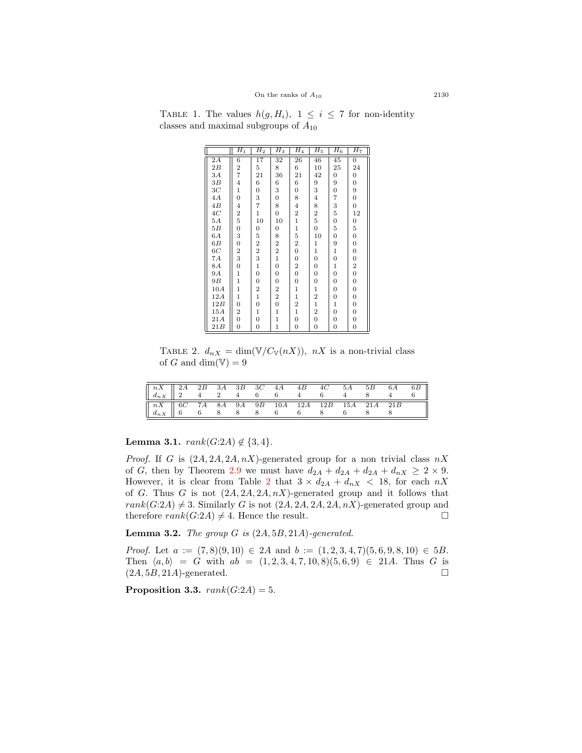TABLE 1. The values $h(g, H_i)$, $1 \leq i \leq 7$ for non-identity classes and maximal subgroups of $A_{10}$

|  | $H_1$ | $H_2$ | $H_3$ | $H_4$ | $H_5$ | $H_6$ | $H_7$ |
|---|---|---|---|---|---|---|---|
| $2A$ | 6 | 17 | 32 | 26 | 46 | 45 | 0 |
| $2B$ | 2 | 5 | 8 | 6 | 10 | 25 | 24 |
| $3A$ | 7 | 21 | 36 | 21 | 42 | 0 | 0 |
| $3B$ | 4 | 6 | 6 | 6 | 9 | 9 | 0 |
| $3C$ | 1 | 0 | 3 | 0 | 3 | 0 | 9 |
| $4A$ | 0 | 3 | 0 | 8 | 4 | 7 | 0 |
| $4B$ | 4 | 7 | 8 | 4 | 8 | 3 | 0 |
| $4C$ | 2 | 1 | 0 | 2 | 2 | 5 | 12 |
| $5A$ | 5 | 10 | 10 | 1 | 5 | 0 | 0 |
| $5B$ | 0 | 0 | 0 | 1 | 0 | 5 | 5 |
| $6A$ | 3 | 5 | 8 | 5 | 10 | 0 | 0 |
| $6B$ | 0 | 2 | 2 | 2 | 1 | 9 | 0 |
| $6C$ | 2 | 2 | 2 | 0 | 1 | 1 | 0 |
| $7A$ | 3 | 3 | 1 | 0 | 0 | 0 | 0 |
| $8A$ | 0 | 1 | 0 | 2 | 0 | 1 | 2 |
| $9A$ | 1 | 0 | 0 | 0 | 0 | 0 | 0 |
| $9B$ | 1 | 0 | 0 | 0 | 0 | 0 | 0 |
| $10A$ | 1 | 2 | 2 | 1 | 1 | 0 | 0 |
| $12A$ | 1 | 1 | 2 | 1 | 2 | 0 | 0 |
| $12B$ | 0 | 0 | 0 | 2 | 1 | 1 | 0 |
| $15A$ | 2 | 1 | 1 | 1 | 2 | 0 | 0 |
| $21A$ | 0 | 0 | 1 | 0 | 0 | 0 | 0 |
| $21B$ | 0 | 0 | 1 | 0 | 0 | 0 | 0 |

TABLE 2. $d_{nX} = \dim(\mathbb{V}/C_{\mathbb{V}}(nX))$, $nX$ is a non-trivial class of $G$ and $\dim(\mathbb{V}) = 9$

| $nX$ | $2A$ | $2B$ | $3A$ | $3B$ | $3C$ | $4A$ | $4B$ | $4C$ | $5A$ | $5B$ | $6A$ | $6B$ |
|---|---|---|---|---|---|---|---|---|---|---|---|---|
| $d_{nX}$ | 2 | 4 | 2 | 4 | 6 | 6 | 4 | 6 | 4 | 8 | 4 | 6 |
| $nX$ | $6C$ | $7A$ | $8A$ | $9A$ | $9B$ | $10A$ | $12A$ | $12B$ | $15A$ | $21A$ | $21B$ | |
| $d_{nX}$ | 6 | 6 | 8 | 8 | 8 | 6 | 6 | 8 | 6 | 8 | 8 | |

**Lemma 3.1.** $rank(G{:}2A) \notin \{3, 4\}$.

*Proof.* If $G$ is $(2A, 2A, 2A, nX)$-generated group for a non trivial class $nX$ of $G$, then by Theorem 2.9 we must have $d_{2A} + d_{2A} + d_{2A} + d_{nX} \geq 2 \times 9$. However, it is clear from Table 2 that $3 \times d_{2A} + d_{nX} < 18$, for each $nX$ of $G$. Thus $G$ is not $(2A, 2A, 2A, nX)$-generated group and it follows that $rank(G{:}2A) \neq 3$. Similarly $G$ is not $(2A, 2A, 2A, 2A, nX)$-generated group and therefore $rank(G{:}2A) \neq 4$. Hence the result. □

**Lemma 3.2.** *The group $G$ is $(2A, 5B, 21A)$-generated.*

*Proof.* Let $a := (7, 8)(9, 10) \in 2A$ and $b := (1, 2, 3, 4, 7)(5, 6, 9, 8, 10) \in 5B$. Then $\langle a, b\rangle = G$ with $ab = (1, 2, 3, 4, 7, 10, 8)(5, 6, 9) \in 21A$. Thus $G$ is $(2A, 5B, 21A)$-generated. □

**Proposition 3.3.** $rank(G{:}2A) = 5$.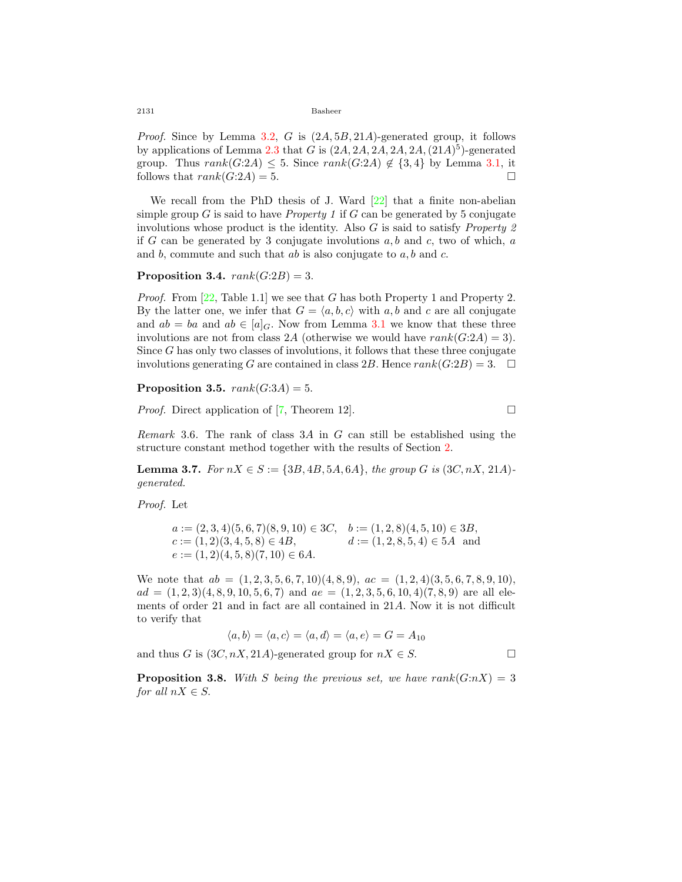*Proof.* Since by Lemma 3.2, $G$ is $(2A, 5B, 21A)$-generated group, it follows by applications of Lemma 2.3 that $G$ is $(2A, 2A, 2A, 2A, 2A, (21A)^5)$-generated group. Thus $rank(G{:}2A) \leq 5$. Since $rank(G{:}2A) \notin \{3, 4\}$ by Lemma 3.1, it follows that $rank(G{:}2A) = 5$. □

We recall from the PhD thesis of J. Ward [22] that a finite non-abelian simple group $G$ is said to have *Property 1* if $G$ can be generated by 5 conjugate involutions whose product is the identity. Also $G$ is said to satisfy *Property 2* if $G$ can be generated by 3 conjugate involutions $a, b$ and $c$, two of which, $a$ and $b$, commute and such that $ab$ is also conjugate to $a, b$ and $c$.

**Proposition 3.4.** $rank(G{:}2B) = 3$.

*Proof.* From [22, Table 1.1] we see that $G$ has both Property 1 and Property 2. By the latter one, we infer that $G = \langle a, b, c\rangle$ with $a, b$ and $c$ are all conjugate and $ab = ba$ and $ab \in [a]_G$. Now from Lemma 3.1 we know that these three involutions are not from class $2A$ (otherwise we would have $rank(G{:}2A) = 3$). Since $G$ has only two classes of involutions, it follows that these three conjugate involutions generating $G$ are contained in class $2B$. Hence $rank(G{:}2B) = 3$. □

**Proposition 3.5.** $rank(G{:}3A) = 5$.

*Proof.* Direct application of [7, Theorem 12]. □

*Remark* 3.6. The rank of class $3A$ in $G$ can still be established using the structure constant method together with the results of Section 2.

**Lemma 3.7.** *For $nX \in S := \{3B, 4B, 5A, 6A\}$, the group $G$ is $(3C, nX, 21A)$-generated.*

*Proof.* Let

$$
\begin{aligned}
&a := (2,3,4)(5,6,7)(8,9,10) \in 3C, \quad && b := (1,2,8)(4,5,10) \in 3B,\\
&c := (1,2)(3,4,5,8) \in 4B, && d := (1,2,8,5,4) \in 5A \ \text{ and}\\
&e := (1,2)(4,5,8)(7,10) \in 6A.
\end{aligned}
$$

We note that $ab = (1,2,3,5,6,7,10)(4,8,9)$, $ac = (1,2,4)(3,5,6,7,8,9,10)$, $ad = (1,2,3)(4,8,9,10,5,6,7)$ and $ae = (1,2,3,5,6,10,4)(7,8,9)$ are all elements of order 21 and in fact are all contained in $21A$. Now it is not difficult to verify that

$$\langle a, b\rangle = \langle a, c\rangle = \langle a, d\rangle = \langle a, e\rangle = G = A_{10}$$

and thus $G$ is $(3C, nX, 21A)$-generated group for $nX \in S$. □

**Proposition 3.8.** *With $S$ being the previous set, we have $rank(G{:}nX) = 3$ for all $nX \in S$.*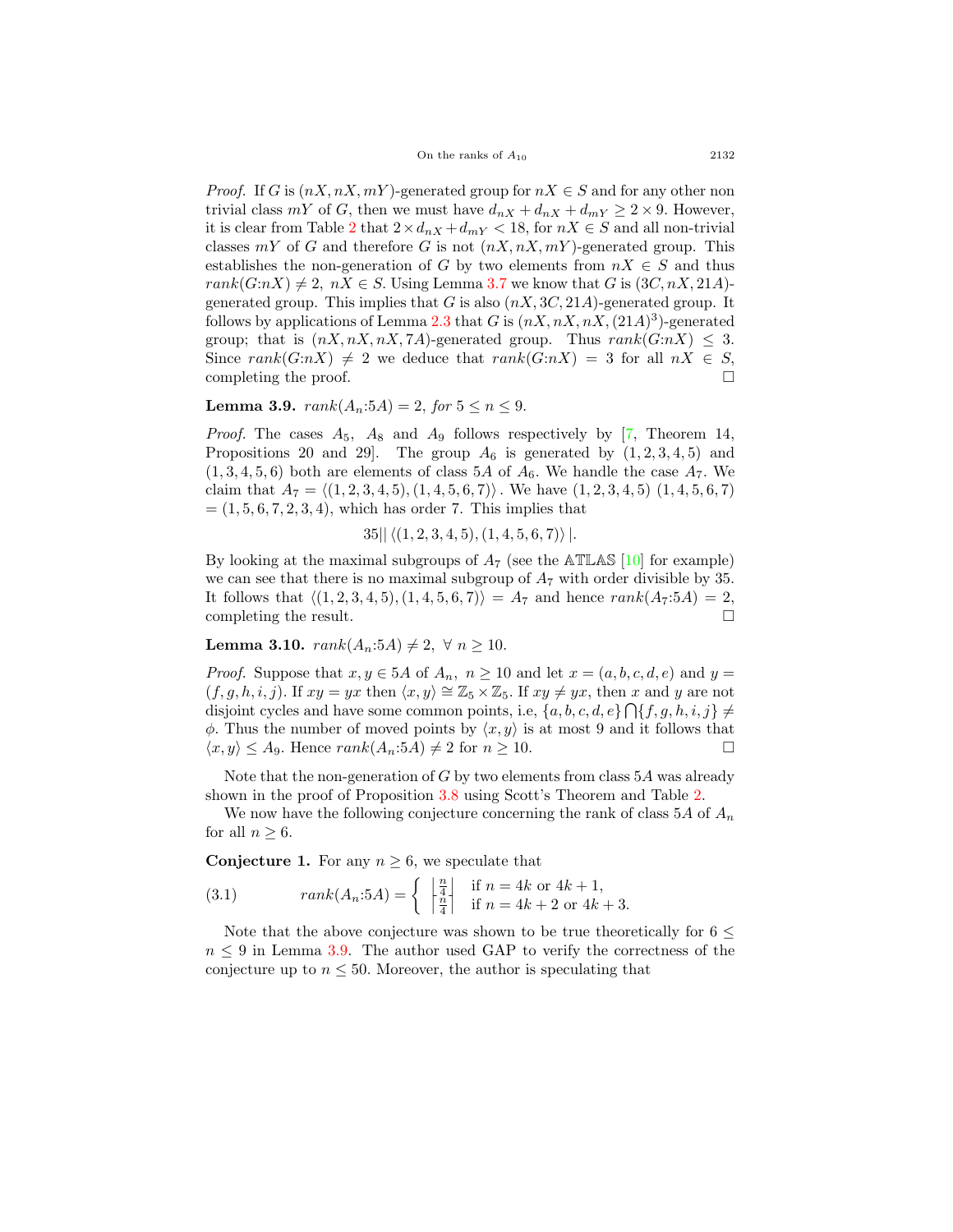*Proof.* If $G$ is $(nX, nX, mY)$-generated group for $nX \in S$ and for any other non trivial class $mY$ of $G$, then we must have $d_{nX} + d_{nX} + d_{mY} \geq 2 \times 9$. However, it is clear from Table 2 that $2 \times d_{nX} + d_{mY} < 18$, for $nX \in S$ and all non-trivial classes $mY$ of $G$ and therefore $G$ is not $(nX, nX, mY)$-generated group. This establishes the non-generation of $G$ by two elements from $nX \in S$ and thus $rank(G{:}nX) \neq 2$, $nX \in S$. Using Lemma 3.7 we know that $G$ is $(3C, nX, 21A)$-generated group. This implies that $G$ is also $(nX, 3C, 21A)$-generated group. It follows by applications of Lemma 2.3 that $G$ is $(nX, nX, nX, (21A)^3)$-generated group; that is $(nX, nX, nX, 7A)$-generated group. Thus $rank(G{:}nX) \leq 3$. Since $rank(G{:}nX) \neq 2$ we deduce that $rank(G{:}nX) = 3$ for all $nX \in S$, completing the proof. □

**Lemma 3.9.** *$rank(A_n{:}5A) = 2$, for $5 \leq n \leq 9$.*

*Proof.* The cases $A_5$, $A_8$ and $A_9$ follows respectively by [7, Theorem 14, Propositions 20 and 29]. The group $A_6$ is generated by $(1, 2, 3, 4, 5)$ and $(1, 3, 4, 5, 6)$ both are elements of class $5A$ of $A_6$. We handle the case $A_7$. We claim that $A_7 = \langle (1, 2, 3, 4, 5), (1, 4, 5, 6, 7) \rangle$. We have $(1, 2, 3, 4, 5)$ $(1, 4, 5, 6, 7)$ $= (1, 5, 6, 7, 2, 3, 4)$, which has order 7. This implies that

$$35 \mid | \langle (1, 2, 3, 4, 5), (1, 4, 5, 6, 7) \rangle |.$$

By looking at the maximal subgroups of $A_7$ (see the $\mathbb{ATLAS}$ [10] for example) we can see that there is no maximal subgroup of $A_7$ with order divisible by 35. It follows that $\langle (1, 2, 3, 4, 5), (1, 4, 5, 6, 7) \rangle = A_7$ and hence $rank(A_7{:}5A) = 2$, completing the result. □

**Lemma 3.10.** *$rank(A_n{:}5A) \neq 2$, $\forall\ n \geq 10$.*

*Proof.* Suppose that $x, y \in 5A$ of $A_n$, $n \geq 10$ and let $x = (a, b, c, d, e)$ and $y = (f, g, h, i, j)$. If $xy = yx$ then $\langle x, y \rangle \cong \mathbb{Z}_5 \times \mathbb{Z}_5$. If $xy \neq yx$, then $x$ and $y$ are not disjoint cycles and have some common points, i.e, $\{a, b, c, d, e\} \bigcap \{f, g, h, i, j\} \neq \phi$. Thus the number of moved points by $\langle x, y \rangle$ is at most 9 and it follows that $\langle x, y \rangle \leq A_9$. Hence $rank(A_n{:}5A) \neq 2$ for $n \geq 10$. □

Note that the non-generation of $G$ by two elements from class $5A$ was already shown in the proof of Proposition 3.8 using Scott's Theorem and Table 2.

We now have the following conjecture concerning the rank of class $5A$ of $A_n$ for all $n \geq 6$.

**Conjecture 1.** For any $n \geq 6$, we speculate that

$$rank(A_n{:}5A) = \begin{cases} \left\lfloor \frac{n}{4} \right\rfloor & \text{if } n = 4k \text{ or } 4k+1, \\ \left\lceil \frac{n}{4} \right\rceil & \text{if } n = 4k+2 \text{ or } 4k+3. \end{cases} \tag{3.1}$$

Note that the above conjecture was shown to be true theoretically for $6 \leq n \leq 9$ in Lemma 3.9. The author used GAP to verify the correctness of the conjecture up to $n \leq 50$. Moreover, the author is speculating that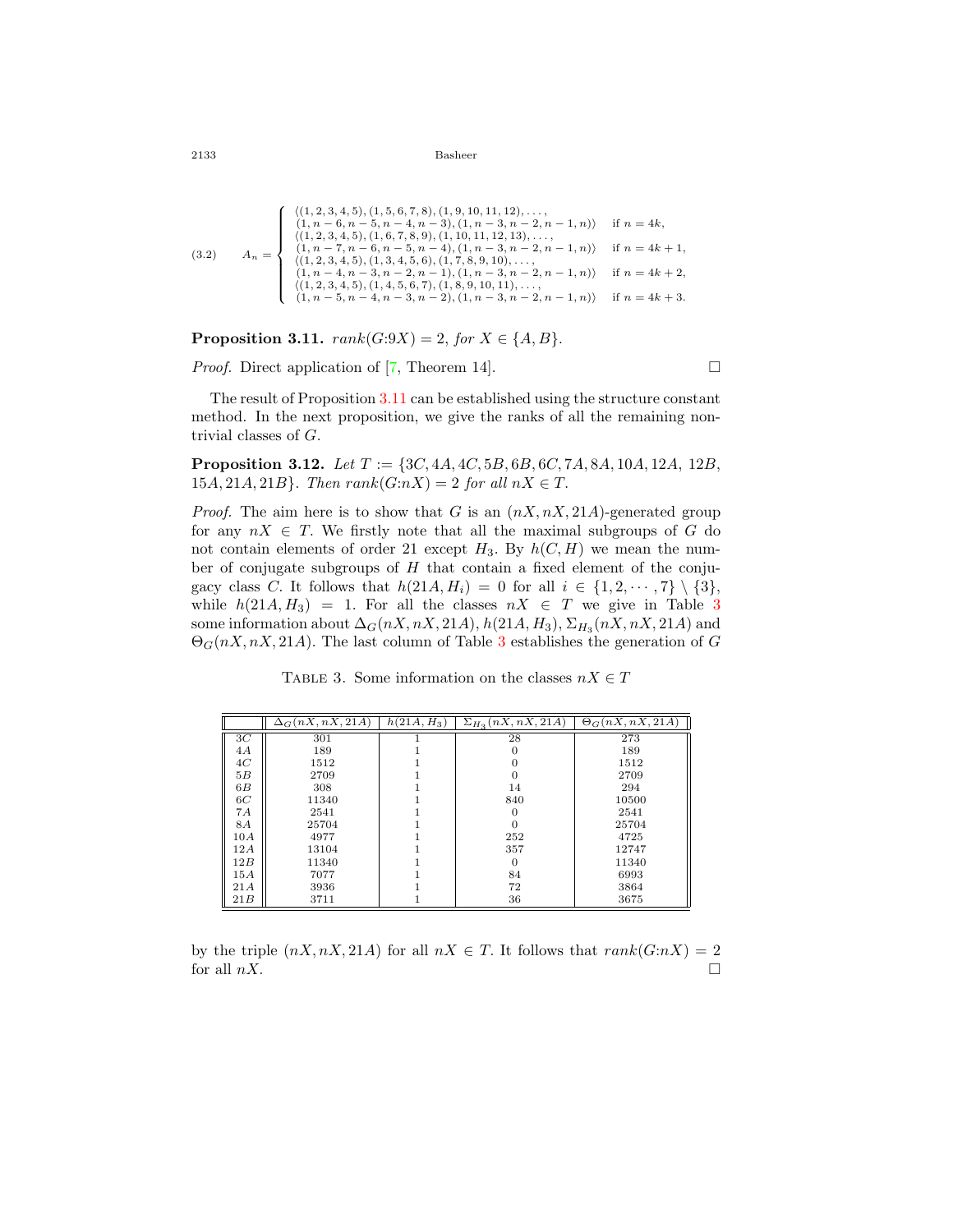$$
(3.2) \qquad A_n = \begin{cases} \langle (1,2,3,4,5), (1,5,6,7,8), (1,9,10,11,12), \ldots, \\ (1, n-6, n-5, n-4, n-3), (1, n-3, n-2, n-1, n) \rangle & \text{if } n = 4k, \\ \langle (1,2,3,4,5), (1,6,7,8,9), (1,10,11,12,13), \ldots, \\ (1, n-7, n-6, n-5, n-4), (1, n-3, n-2, n-1, n) \rangle & \text{if } n = 4k+1, \\ \langle (1,2,3,4,5), (1,3,4,5,6), (1,7,8,9,10), \ldots, \\ (1, n-4, n-3, n-2, n-1), (1, n-3, n-2, n-1, n) \rangle & \text{if } n = 4k+2, \\ \langle (1,2,3,4,5), (1,4,5,6,7), (1,8,9,10,11), \ldots, \\ (1, n-5, n-4, n-3, n-2), (1, n-3, n-2, n-1, n) \rangle & \text{if } n = 4k+3. \end{cases}
$$

**Proposition 3.11.** *$rank(G{:}9X) = 2$, for $X \in \{A, B\}$.*

*Proof.* Direct application of [7, Theorem 14]. □

The result of Proposition 3.11 can be established using the structure constant method. In the next proposition, we give the ranks of all the remaining non-trivial classes of $G$.

**Proposition 3.12.** *Let $T := \{3C, 4A, 4C, 5B, 6B, 6C, 7A, 8A, 10A, 12A, 12B, 15A, 21A, 21B\}$. Then $rank(G{:}nX) = 2$ for all $nX \in T$.*

*Proof.* The aim here is to show that $G$ is an $(nX, nX, 21A)$-generated group for any $nX \in T$. We firstly note that all the maximal subgroups of $G$ do not contain elements of order 21 except $H_3$. By $h(C, H)$ we mean the number of conjugate subgroups of $H$ that contain a fixed element of the conjugacy class $C$. It follows that $h(21A, H_i) = 0$ for all $i \in \{1, 2, \cdots, 7\} \setminus \{3\}$, while $h(21A, H_3) = 1$. For all the classes $nX \in T$ we give in Table 3 some information about $\Delta_G(nX, nX, 21A)$, $h(21A, H_3)$, $\Sigma_{H_3}(nX, nX, 21A)$ and $\Theta_G(nX, nX, 21A)$. The last column of Table 3 establishes the generation of $G$ by the triple $(nX, nX, 21A)$ for all $nX \in T$. It follows that $rank(G{:}nX) = 2$ for all $nX$. □

Table 3. Some information on the classes $nX \in T$

| | $\Delta_G(nX, nX, 21A)$ | $h(21A, H_3)$ | $\Sigma_{H_3}(nX, nX, 21A)$ | $\Theta_G(nX, nX, 21A)$ |
|---|---|---|---|---|
| $3C$ | 301 | 1 | 28 | 273 |
| $4A$ | 189 | 1 | 0 | 189 |
| $4C$ | 1512 | 1 | 0 | 1512 |
| $5B$ | 2709 | 1 | 0 | 2709 |
| $6B$ | 308 | 1 | 14 | 294 |
| $6C$ | 11340 | 1 | 840 | 10500 |
| $7A$ | 2541 | 1 | 0 | 2541 |
| $8A$ | 25704 | 1 | 0 | 25704 |
| $10A$ | 4977 | 1 | 252 | 4725 |
| $12A$ | 13104 | 1 | 357 | 12747 |
| $12B$ | 11340 | 1 | 0 | 11340 |
| $15A$ | 7077 | 1 | 84 | 6993 |
| $21A$ | 3936 | 1 | 72 | 3864 |
| $21B$ | 3711 | 1 | 36 | 3675 |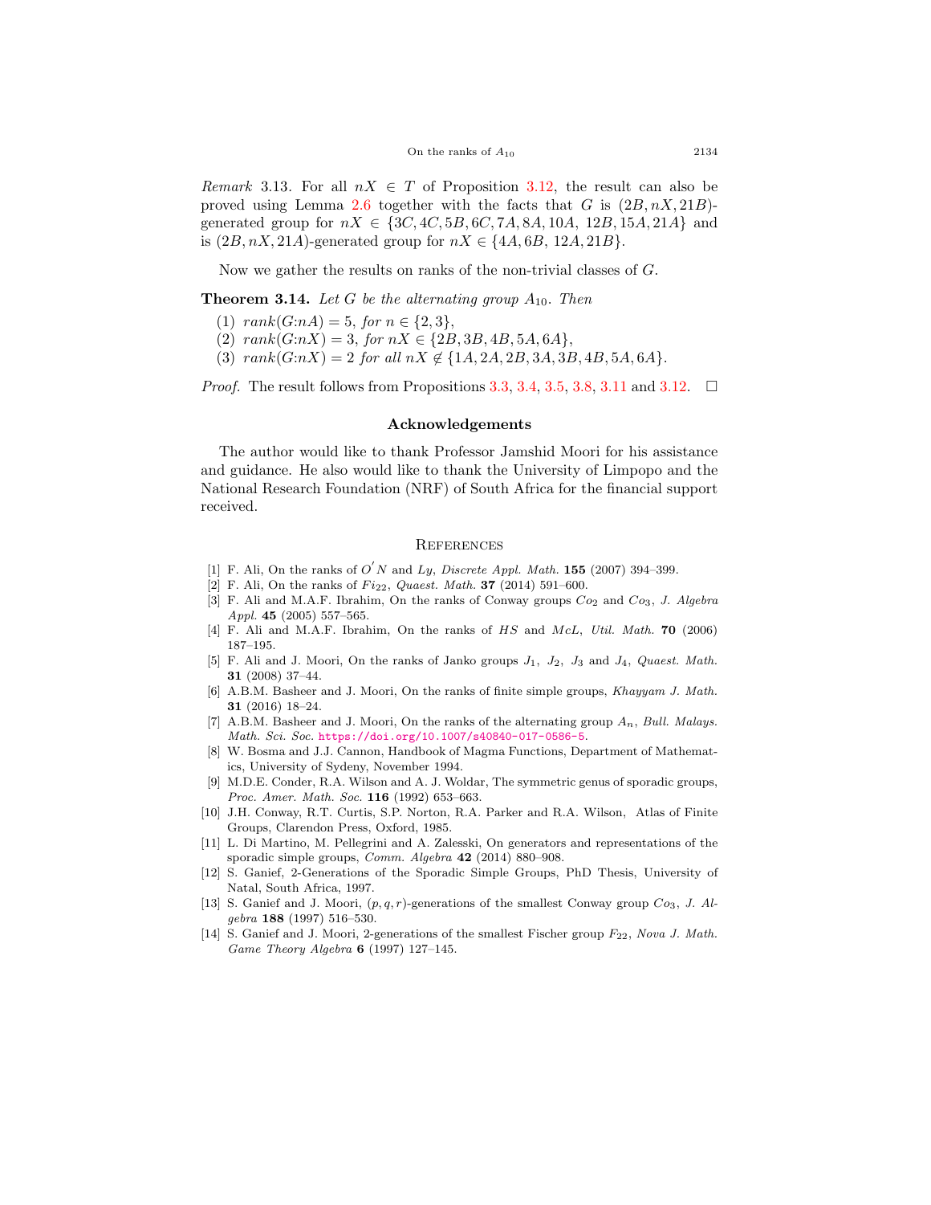*Remark* 3.13. For all $nX \in T$ of Proposition 3.12, the result can also be proved using Lemma 2.6 together with the facts that $G$ is $(2B, nX, 21B)$-generated group for $nX \in \{3C, 4C, 5B, 6C, 7A, 8A, 10A, 12B, 15A, 21A\}$ and is $(2B, nX, 21A)$-generated group for $nX \in \{4A, 6B, 12A, 21B\}$.

Now we gather the results on ranks of the non-trivial classes of $G$.

**Theorem 3.14.** *Let $G$ be the alternating group $A_{10}$. Then*

(1) $rank(G{:}nA) = 5$, *for* $n \in \{2, 3\}$,
(2) $rank(G{:}nX) = 3$, *for* $nX \in \{2B, 3B, 4B, 5A, 6A\}$,
(3) $rank(G{:}nX) = 2$ *for all* $nX \notin \{1A, 2A, 2B, 3A, 3B, 4B, 5A, 6A\}$.

*Proof.* The result follows from Propositions 3.3, 3.4, 3.5, 3.8, 3.11 and 3.12. □

## Acknowledgements

The author would like to thank Professor Jamshid Moori for his assistance and guidance. He also would like to thank the University of Limpopo and the National Research Foundation (NRF) of South Africa for the financial support received.

## References

[1] F. Ali, On the ranks of $O'N$ and $Ly$, *Discrete Appl. Math.* **155** (2007) 394–399.
[2] F. Ali, On the ranks of $Fi_{22}$, *Quaest. Math.* **37** (2014) 591–600.
[3] F. Ali and M.A.F. Ibrahim, On the ranks of Conway groups $Co_2$ and $Co_3$, *J. Algebra Appl.* **45** (2005) 557–565.
[4] F. Ali and M.A.F. Ibrahim, On the ranks of $HS$ and $McL$, *Util. Math.* **70** (2006) 187–195.
[5] F. Ali and J. Moori, On the ranks of Janko groups $J_1$, $J_2$, $J_3$ and $J_4$, *Quaest. Math.* **31** (2008) 37–44.
[6] A.B.M. Basheer and J. Moori, On the ranks of finite simple groups, *Khayyam J. Math.* **31** (2016) 18–24.
[7] A.B.M. Basheer and J. Moori, On the ranks of the alternating group $A_n$, *Bull. Malays. Math. Sci. Soc.* https://doi.org/10.1007/s40840-017-0586-5.
[8] W. Bosma and J.J. Cannon, Handbook of Magma Functions, Department of Mathematics, University of Sydeny, November 1994.
[9] M.D.E. Conder, R.A. Wilson and A. J. Woldar, The symmetric genus of sporadic groups, *Proc. Amer. Math. Soc.* **116** (1992) 653–663.
[10] J.H. Conway, R.T. Curtis, S.P. Norton, R.A. Parker and R.A. Wilson, Atlas of Finite Groups, Clarendon Press, Oxford, 1985.
[11] L. Di Martino, M. Pellegrini and A. Zalesski, On generators and representations of the sporadic simple groups, *Comm. Algebra* **42** (2014) 880–908.
[12] S. Ganief, 2-Generations of the Sporadic Simple Groups, PhD Thesis, University of Natal, South Africa, 1997.
[13] S. Ganief and J. Moori, $(p, q, r)$-generations of the smallest Conway group $Co_3$, *J. Algebra* **188** (1997) 516–530.
[14] S. Ganief and J. Moori, 2-generations of the smallest Fischer group $F_{22}$, *Nova J. Math. Game Theory Algebra* **6** (1997) 127–145.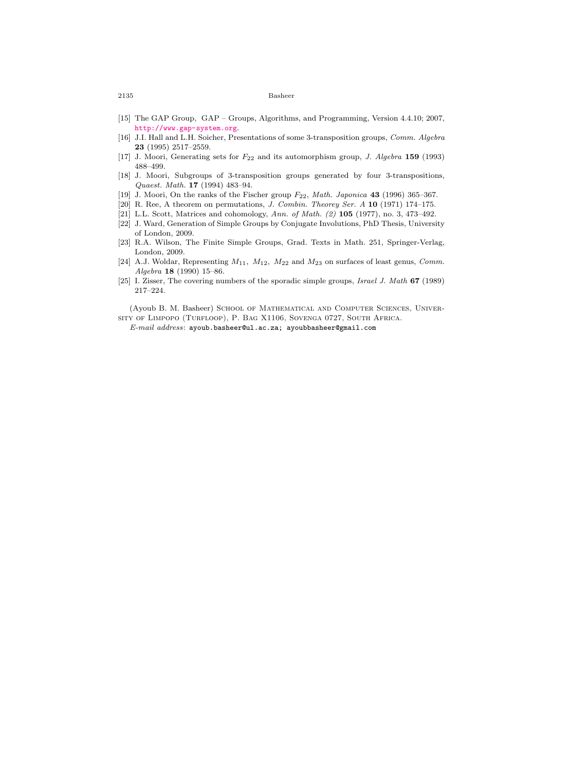[15] The GAP Group, GAP – Groups, Algorithms, and Programming, Version 4.4.10; 2007, http://www.gap-system.org.

[16] J.I. Hall and L.H. Soicher, Presentations of some 3-transposition groups, *Comm. Algebra* **23** (1995) 2517–2559.

[17] J. Moori, Generating sets for $F_{22}$ and its automorphism group, *J. Algebra* **159** (1993) 488–499.

[18] J. Moori, Subgroups of 3-transposition groups generated by four 3-transpositions, *Quaest. Math.* **17** (1994) 483–94.

[19] J. Moori, On the ranks of the Fischer group $F_{22}$, *Math. Japonica* **43** (1996) 365–367.

[20] R. Ree, A theorem on permutations, *J. Combin. Theorey Ser. A* **10** (1971) 174–175.

[21] L.L. Scott, Matrices and cohomology, *Ann. of Math. (2)* **105** (1977), no. 3, 473–492.

[22] J. Ward, Generation of Simple Groups by Conjugate Involutions, PhD Thesis, University of London, 2009.

[23] R.A. Wilson, The Finite Simple Groups, Grad. Texts in Math. 251, Springer-Verlag, London, 2009.

[24] A.J. Woldar, Representing $M_{11}$, $M_{12}$, $M_{22}$ and $M_{23}$ on surfaces of least genus, *Comm. Algebra* **18** (1990) 15–86.

[25] I. Zisser, The covering numbers of the sporadic simple groups, *Israel J. Math* **67** (1989) 217–224.

(Ayoub B. M. Basheer) School of Mathematical and Computer Sciences, University of Limpopo (Turfloop), P. Bag X1106, Sovenga 0727, South Africa.

*E-mail address*: ayoub.basheer@ul.ac.za; ayoubbasheer@gmail.com